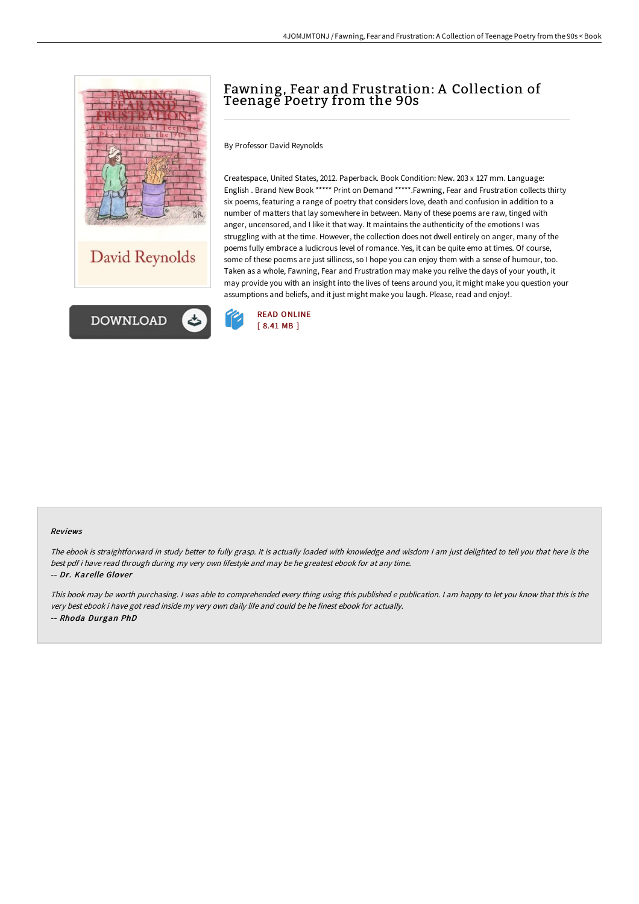# Fawning, Fear and Frustration: A Collection of Teenage Poetry from the 90s

By Professor David Reynolds

Createspace, United States, 2012. Paperback. Book Condition: New. 203 x 127 mm. Language: English . Brand New Book ***** Print on Demand *****.Fawning, Fear and Frustration collects thirty six poems, featuring a range of poetry that considers love, death and confusion in addition to a number of matters that lay somewhere in between. Many of these poems are raw, tinged with anger, uncensored, and I like it that way. It maintains the authenticity of the emotions I was struggling with at the time. However, the collection does not dwell entirely on anger, many of the poems fully embrace a ludicrous level of romance. Yes, it can be quite emo at times. Of course, some of these poems are just silliness, so I hope you can enjoy them with a sense of humour, too. Taken as a whole, Fawning, Fear and Frustration may make you relive the days of your youth, it may provide you with an insight into the lives of teens around you, it might make you question your assumptions and beliefs, and it just might make you laugh. Please, read and enjoy!.

READ ONLINE
[ 8.41 MB ]

#### Reviews

*The ebook is straightforward in study better to fully grasp. It is actually loaded with knowledge and wisdom I am just delighted to tell you that here is the best pdf i have read through during my very own lifestyle and may be he greatest ebook for at any time.*

*-- Dr. Karelle Glover*

*This book may be worth purchasing. I was able to comprehended every thing using this published e publication. I am happy to let you know that this is the very best ebook i have got read inside my very own daily life and could be he finest ebook for actually.*

*-- Rhoda Durgan PhD*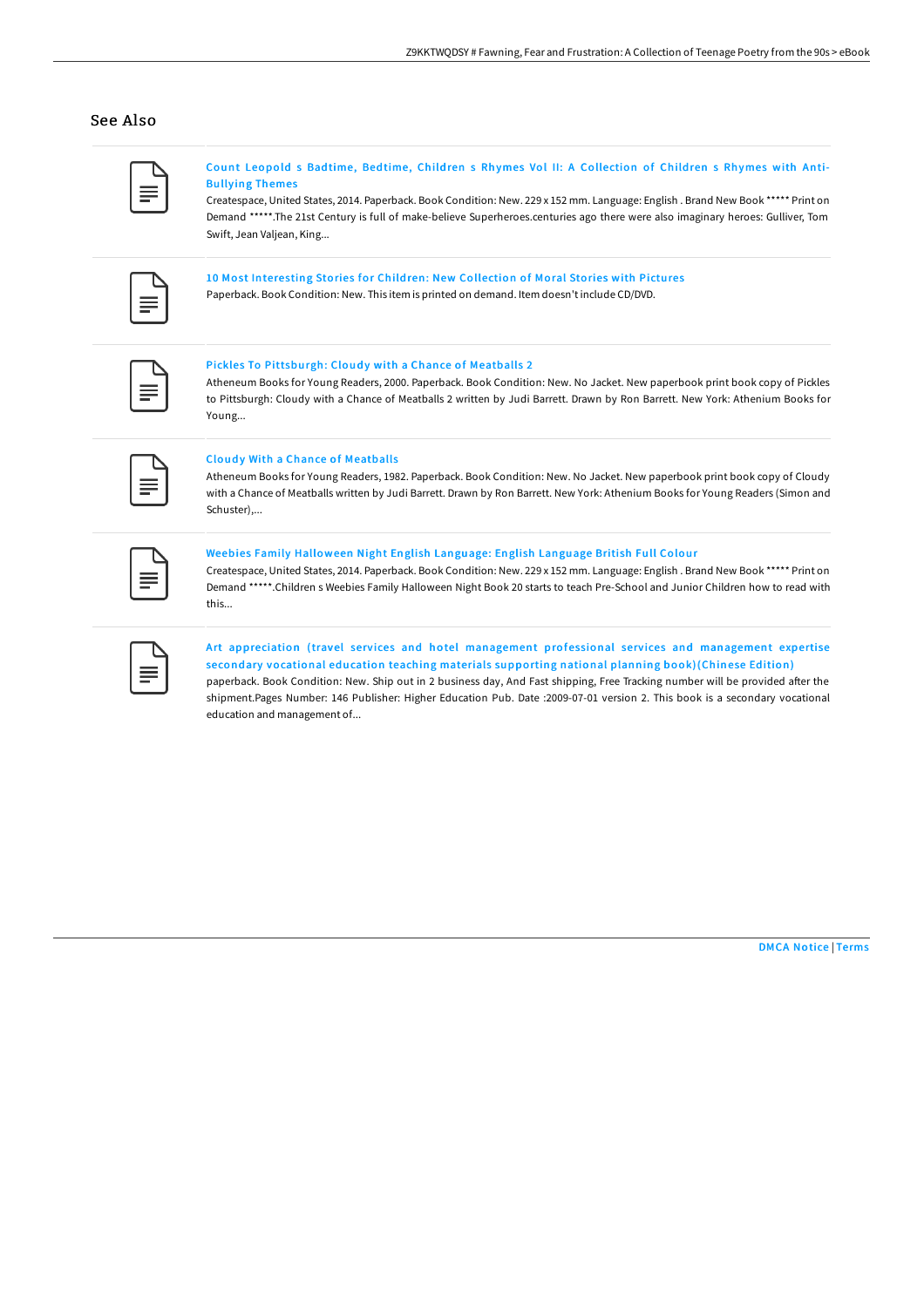## See Also

**Count Leopold s Badtime, Bedtime, Children s Rhymes Vol II: A Collection of Children s Rhymes with Anti-Bullying Themes**

Createspace, United States, 2014. Paperback. Book Condition: New. 229 x 152 mm. Language: English . Brand New Book ***** Print on Demand *****.The 21st Century is full of make-believe Superheroes.centuries ago there were also imaginary heroes: Gulliver, Tom Swift, Jean Valjean, King...

**10 Most Interesting Stories for Children: New Collection of Moral Stories with Pictures**

Paperback. Book Condition: New. This item is printed on demand. Item doesn't include CD/DVD.

**Pickles To Pittsburgh: Cloudy with a Chance of Meatballs 2**

Atheneum Books for Young Readers, 2000. Paperback. Book Condition: New. No Jacket. New paperbook print book copy of Pickles to Pittsburgh: Cloudy with a Chance of Meatballs 2 written by Judi Barrett. Drawn by Ron Barrett. New York: Athenium Books for Young...

**Cloudy With a Chance of Meatballs**

Atheneum Books for Young Readers, 1982. Paperback. Book Condition: New. No Jacket. New paperbook print book copy of Cloudy with a Chance of Meatballs written by Judi Barrett. Drawn by Ron Barrett. New York: Athenium Books for Young Readers (Simon and Schuster),...

**Weebies Family Halloween Night English Language: English Language British Full Colour**

Createspace, United States, 2014. Paperback. Book Condition: New. 229 x 152 mm. Language: English . Brand New Book ***** Print on Demand *****.Children s Weebies Family Halloween Night Book 20 starts to teach Pre-School and Junior Children how to read with this...

**Art appreciation (travel services and hotel management professional services and management expertise secondary vocational education teaching materials supporting national planning book)(Chinese Edition)**

paperback. Book Condition: New. Ship out in 2 business day, And Fast shipping, Free Tracking number will be provided after the shipment.Pages Number: 146 Publisher: Higher Education Pub. Date :2009-07-01 version 2. This book is a secondary vocational education and management of...